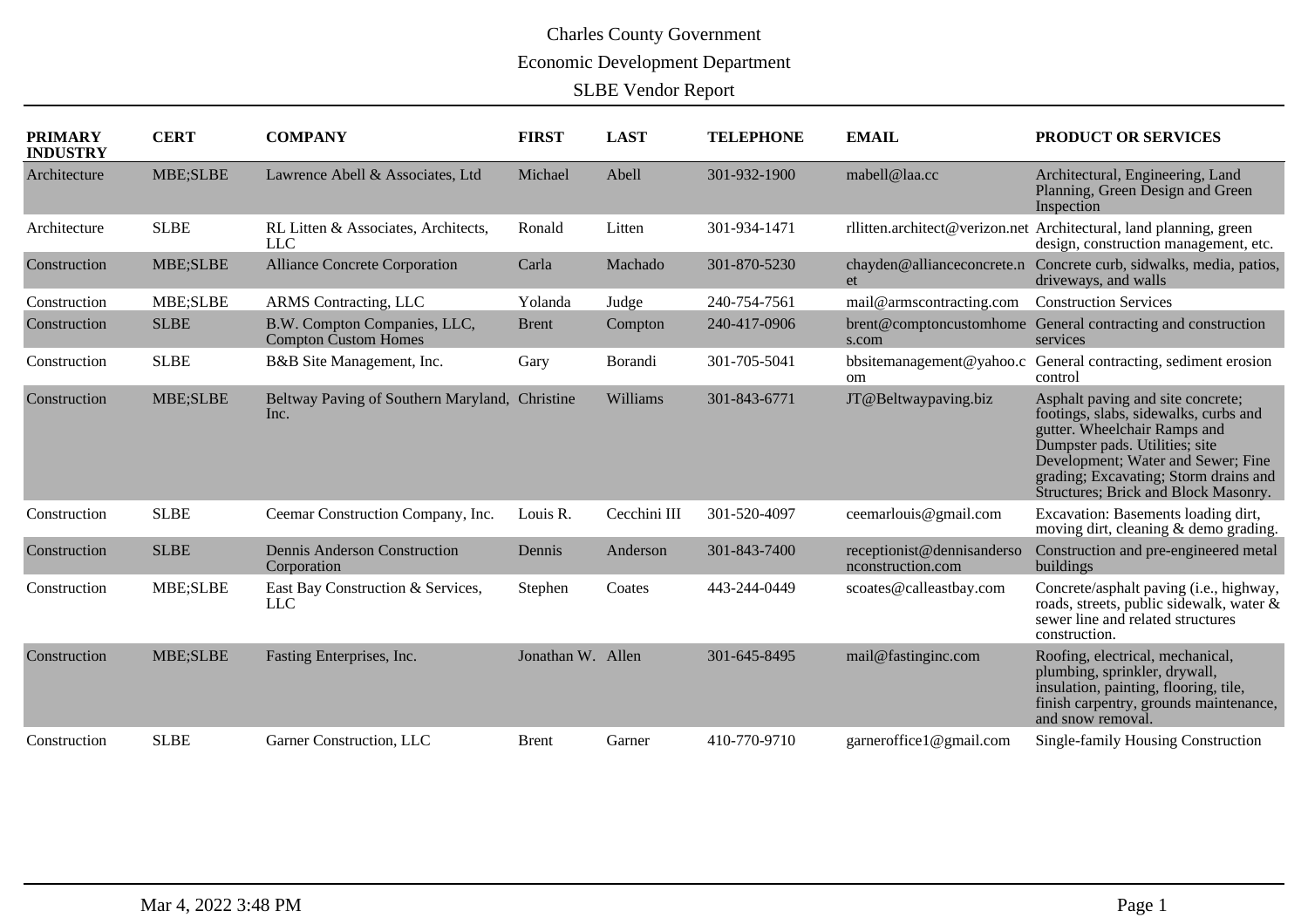# Charles County Government

## Economic Development Department

## SLBE Vendor Report

| PRIMARY INDUSTRY | CERT | COMPANY | FIRST | LAST | TELEPHONE | EMAIL | PRODUCT OR SERVICES |
|---|---|---|---|---|---|---|---|
| Architecture | MBE;SLBE | Lawrence Abell & Associates, Ltd | Michael | Abell | 301-932-1900 | mabell@laa.cc | Architectural, Engineering, Land Planning, Green Design and Green Inspection |
| Architecture | SLBE | RL Litten & Associates, Architects, LLC | Ronald | Litten | 301-934-1471 | rllitten.architect@verizon.net | Architectural, land planning, green design, construction management, etc. |
| Construction | MBE;SLBE | Alliance Concrete Corporation | Carla | Machado | 301-870-5230 | chayden@allianceconcrete.net | Concrete curb, sidwalks, media, patios, driveways, and walls |
| Construction | MBE;SLBE | ARMS Contracting, LLC | Yolanda | Judge | 240-754-7561 | mail@armscontracting.com | Construction Services |
| Construction | SLBE | B.W. Compton Companies, LLC, Compton Custom Homes | Brent | Compton | 240-417-0906 | brent@comptoncustomhomes.com | General contracting and construction services |
| Construction | SLBE | B&B Site Management, Inc. | Gary | Borandi | 301-705-5041 | bbsitemanagement@yahoo.com | General contracting, sediment erosion control |
| Construction | MBE;SLBE | Beltway Paving of Southern Maryland, Inc. | Christine | Williams | 301-843-6771 | JT@Beltwaypaving.biz | Asphalt paving and site concrete; footings, slabs, sidewalks, curbs and gutter. Wheelchair Ramps and Dumpster pads. Utilities; site Development; Water and Sewer; Fine grading; Excavating; Storm drains and Structures; Brick and Block Masonry. |
| Construction | SLBE | Ceemar Construction Company, Inc. | Louis R. | Cecchini III | 301-520-4097 | ceemarlouis@gmail.com | Excavation: Basements loading dirt, moving dirt, cleaning & demo grading. |
| Construction | SLBE | Dennis Anderson Construction Corporation | Dennis | Anderson | 301-843-7400 | receptionist@dennisandersonconstruction.com | Construction and pre-engineered metal buildings |
| Construction | MBE;SLBE | East Bay Construction & Services, LLC | Stephen | Coates | 443-244-0449 | scoates@calleastbay.com | Concrete/asphalt paving (i.e., highway, roads, streets, public sidewalk, water & sewer line and related structures construction. |
| Construction | MBE;SLBE | Fasting Enterprises, Inc. | Jonathan W. | Allen | 301-645-8495 | mail@fastinginc.com | Roofing, electrical, mechanical, plumbing, sprinkler, drywall, insulation, painting, flooring, tile, finish carpentry, grounds maintenance, and snow removal. |
| Construction | SLBE | Garner Construction, LLC | Brent | Garner | 410-770-9710 | garneroffice1@gmail.com | Single-family Housing Construction |

Mar 4, 2022 3:48 PM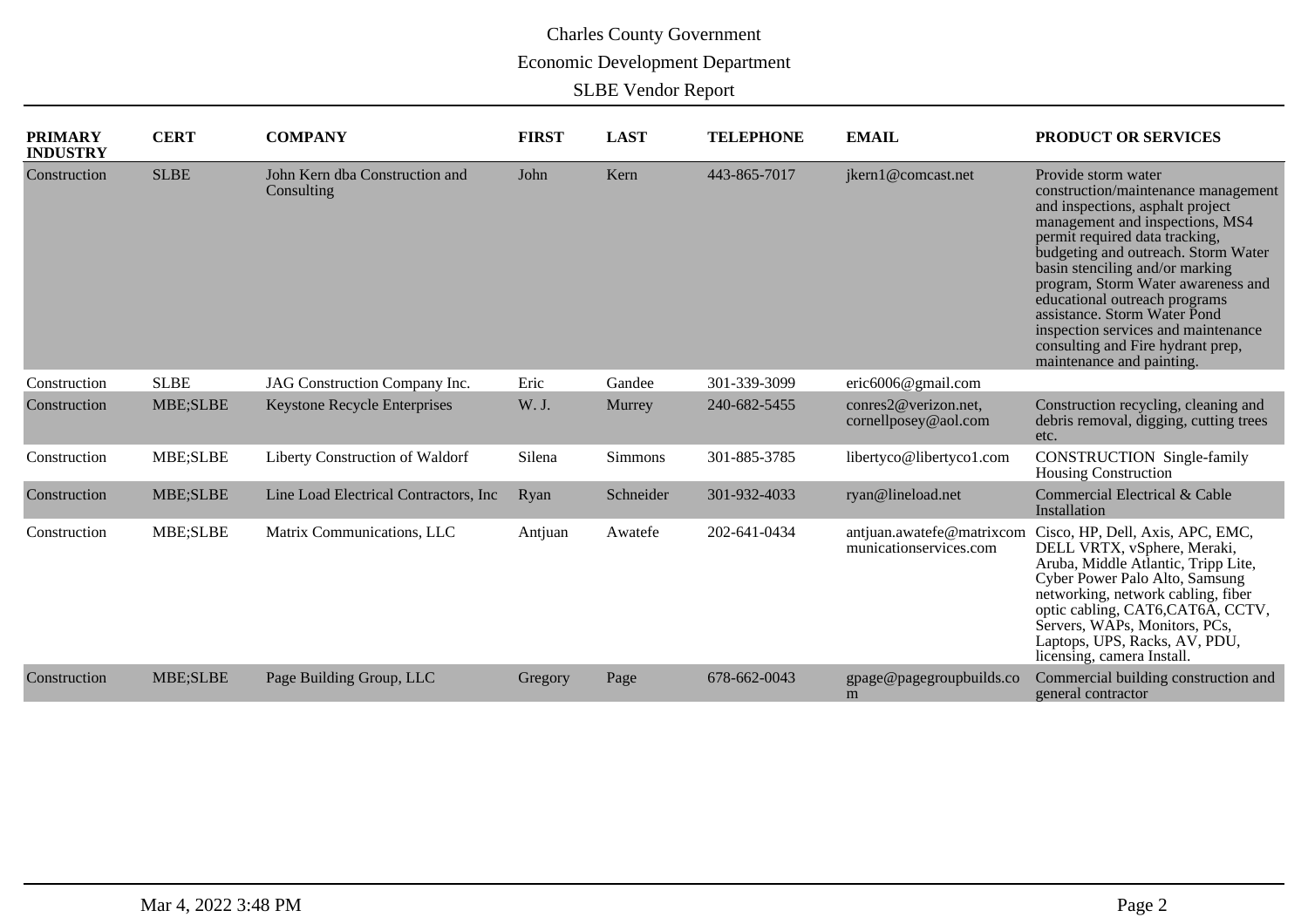Charles County Government

Economic Development Department

SLBE Vendor Report

| PRIMARY INDUSTRY | CERT | COMPANY | FIRST | LAST | TELEPHONE | EMAIL | PRODUCT OR SERVICES |
|---|---|---|---|---|---|---|---|
| Construction | SLBE | John Kern dba Construction and Consulting | John | Kern | 443-865-7017 | jkern1@comcast.net | Provide storm water construction/maintenance management and inspections, asphalt project management and inspections, MS4 permit required data tracking, budgeting and outreach. Storm Water basin stenciling and/or marking program, Storm Water awareness and educational outreach programs assistance. Storm Water Pond inspection services and maintenance consulting and Fire hydrant prep, maintenance and painting. |
| Construction | SLBE | JAG Construction Company Inc. | Eric | Gandee | 301-339-3099 | eric6006@gmail.com | |
| Construction | MBE;SLBE | Keystone Recycle Enterprises | W. J. | Murrey | 240-682-5455 | conres2@verizon.net, cornellposey@aol.com | Construction recycling, cleaning and debris removal, digging, cutting trees etc. |
| Construction | MBE;SLBE | Liberty Construction of Waldorf | Silena | Simmons | 301-885-3785 | libertyco@libertyco1.com | CONSTRUCTION Single-family Housing Construction |
| Construction | MBE;SLBE | Line Load Electrical Contractors, Inc | Ryan | Schneider | 301-932-4033 | ryan@lineload.net | Commercial Electrical & Cable Installation |
| Construction | MBE;SLBE | Matrix Communications, LLC | Antjuan | Awatefe | 202-641-0434 | antjuan.awatefe@matrixcommunicationservices.com | Cisco, HP, Dell, Axis, APC, EMC, DELL VRTX, vSphere, Meraki, Aruba, Middle Atlantic, Tripp Lite, Cyber Power Palo Alto, Samsung networking, network cabling, fiber optic cabling, CAT6,CAT6A, CCTV, Servers, WAPs, Monitors, PCs, Laptops, UPS, Racks, AV, PDU, licensing, camera Install. |
| Construction | MBE;SLBE | Page Building Group, LLC | Gregory | Page | 678-662-0043 | gpage@pagegroupbuilds.com | Commercial building construction and general contractor |

Mar 4, 2022 3:48 PM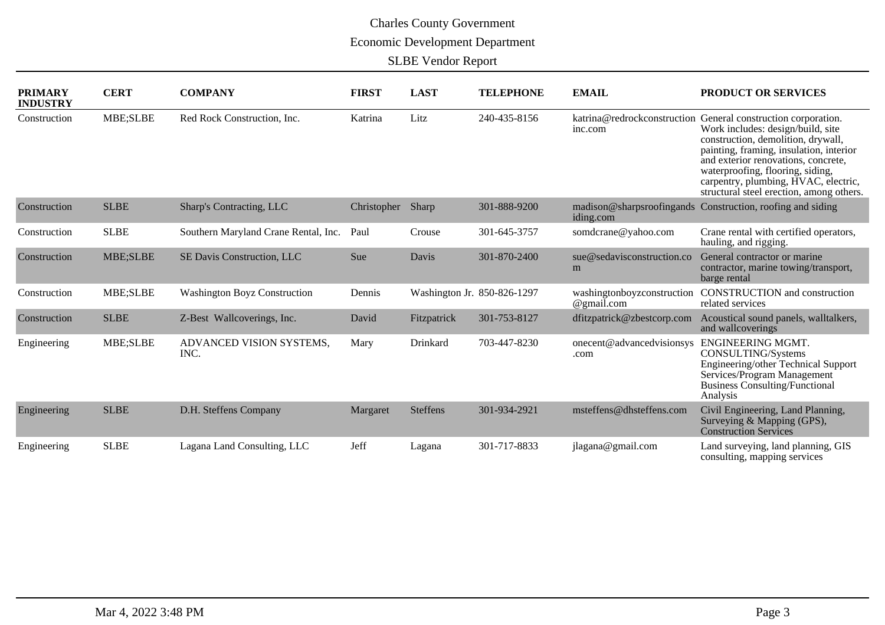Charles County Government

Economic Development Department

SLBE Vendor Report

| PRIMARY INDUSTRY | CERT | COMPANY | FIRST | LAST | TELEPHONE | EMAIL | PRODUCT OR SERVICES |
|---|---|---|---|---|---|---|---|
| Construction | MBE;SLBE | Red Rock Construction, Inc. | Katrina | Litz | 240-435-8156 | katrina@redrockconstructioninc.com | General construction corporation. Work includes: design/build, site construction, demolition, drywall, painting, framing, insulation, interior and exterior renovations, concrete, waterproofing, flooring, siding, carpentry, plumbing, HVAC, electric, structural steel erection, among others. |
| Construction | SLBE | Sharp's Contracting, LLC | Christopher | Sharp | 301-888-9200 | madison@sharpsroofingandsiding.com | Construction, roofing and siding |
| Construction | SLBE | Southern Maryland Crane Rental, Inc. | Paul | Crouse | 301-645-3757 | somdcrane@yahoo.com | Crane rental with certified operators, hauling, and rigging. |
| Construction | MBE;SLBE | SE Davis Construction, LLC | Sue | Davis | 301-870-2400 | sue@sedavisconstruction.com | General contractor or marine contractor, marine towing/transport, barge rental |
| Construction | MBE;SLBE | Washington Boyz Construction | Dennis | Washington Jr. | 850-826-1297 | washingtonboyzconstruction@gmail.com | CONSTRUCTION and construction related services |
| Construction | SLBE | Z-Best Wallcoverings, Inc. | David | Fitzpatrick | 301-753-8127 | dfitzpatrick@zbestcorp.com | Acoustical sound panels, walltalkers, and wallcoverings |
| Engineering | MBE;SLBE | ADVANCED VISION SYSTEMS, INC. | Mary | Drinkard | 703-447-8230 | onecent@advancedvisionsys.com | ENGINEERING MGMT. CONSULTING/Systems Engineering/other Technical Support Services/Program Management Business Consulting/Functional Analysis |
| Engineering | SLBE | D.H. Steffens Company | Margaret | Steffens | 301-934-2921 | msteffens@dhsteffens.com | Civil Engineering, Land Planning, Surveying & Mapping (GPS), Construction Services |
| Engineering | SLBE | Lagana Land Consulting, LLC | Jeff | Lagana | 301-717-8833 | jlagana@gmail.com | Land surveying, land planning, GIS consulting, mapping services |

Mar 4, 2022 3:48 PM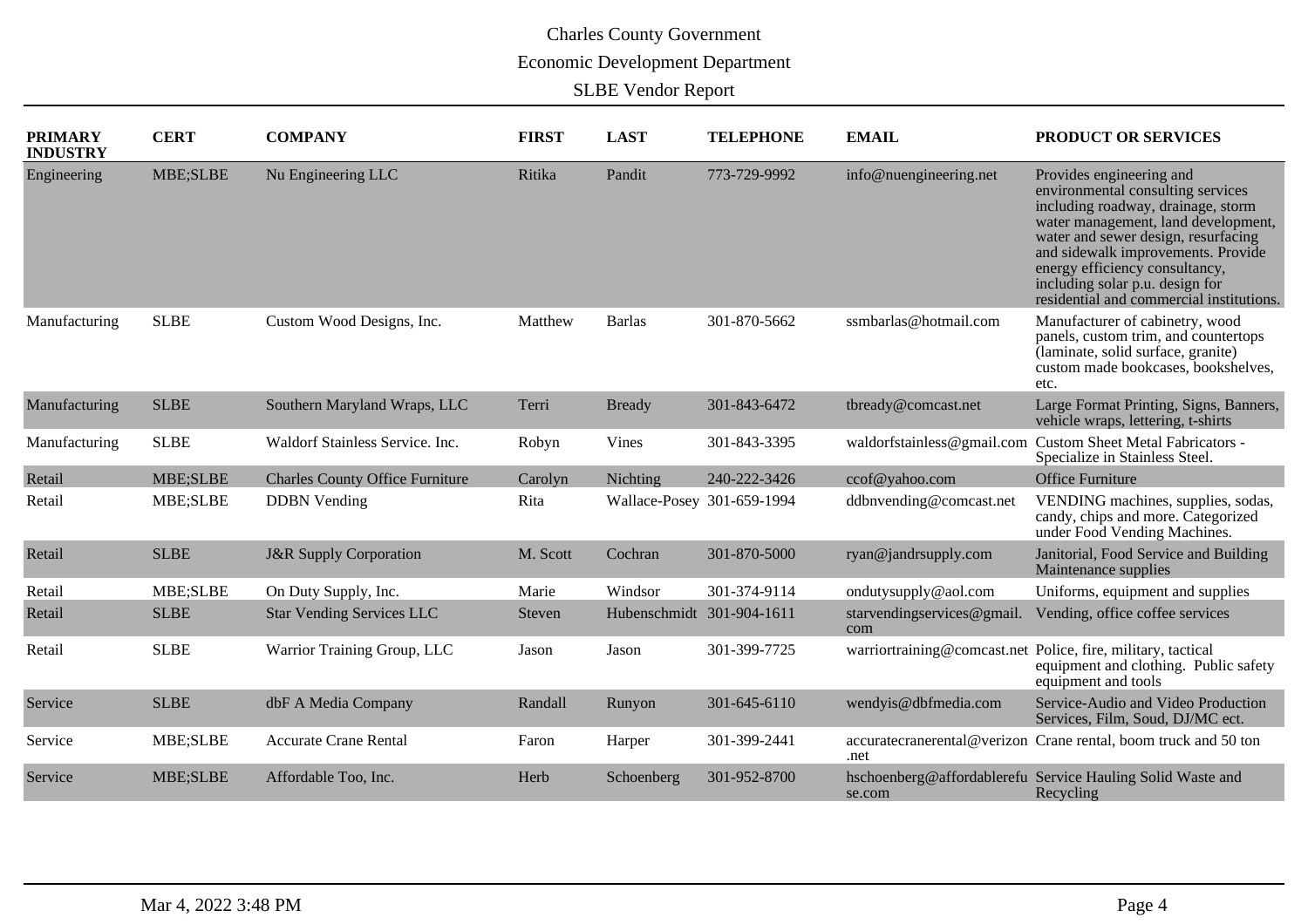Charles County Government

Economic Development Department

SLBE Vendor Report

| PRIMARY INDUSTRY | CERT | COMPANY | FIRST | LAST | TELEPHONE | EMAIL | PRODUCT OR SERVICES |
|---|---|---|---|---|---|---|---|
| Engineering | MBE;SLBE | Nu Engineering LLC | Ritika | Pandit | 773-729-9992 | info@nuengineering.net | Provides engineering and environmental consulting services including roadway, drainage, storm water management, land development, water and sewer design, resurfacing and sidewalk improvements. Provide energy efficiency consultancy, including solar p.u. design for residential and commercial institutions. |
| Manufacturing | SLBE | Custom Wood Designs, Inc. | Matthew | Barlas | 301-870-5662 | ssmbarlas@hotmail.com | Manufacturer of cabinetry, wood panels, custom trim, and countertops (laminate, solid surface, granite) custom made bookcases, bookshelves, etc. |
| Manufacturing | SLBE | Southern Maryland Wraps, LLC | Terri | Bready | 301-843-6472 | tbready@comcast.net | Large Format Printing, Signs, Banners, vehicle wraps, lettering, t-shirts |
| Manufacturing | SLBE | Waldorf Stainless Service. Inc. | Robyn | Vines | 301-843-3395 | waldorfstainless@gmail.com | Custom Sheet Metal Fabricators - Specialize in Stainless Steel. |
| Retail | MBE;SLBE | Charles County Office Furniture | Carolyn | Nichting | 240-222-3426 | ccof@yahoo.com | Office Furniture |
| Retail | MBE;SLBE | DDBN Vending | Rita | Wallace-Posey | 301-659-1994 | ddbnvending@comcast.net | VENDING machines, supplies, sodas, candy, chips and more. Categorized under Food Vending Machines. |
| Retail | SLBE | J&R Supply Corporation | M. Scott | Cochran | 301-870-5000 | ryan@jandrsupply.com | Janitorial, Food Service and Building Maintenance supplies |
| Retail | MBE;SLBE | On Duty Supply, Inc. | Marie | Windsor | 301-374-9114 | ondutysupply@aol.com | Uniforms, equipment and supplies |
| Retail | SLBE | Star Vending Services LLC | Steven | Hubenschmidt | 301-904-1611 | starvendingservices@gmail.com | Vending, office coffee services |
| Retail | SLBE | Warrior Training Group, LLC | Jason | Jason | 301-399-7725 | warriortraining@comcast.net | Police, fire, military, tactical equipment and clothing. Public safety equipment and tools |
| Service | SLBE | dbF A Media Company | Randall | Runyon | 301-645-6110 | wendyis@dbfmedia.com | Service-Audio and Video Production Services, Film, Soud, DJ/MC ect. |
| Service | MBE;SLBE | Accurate Crane Rental | Faron | Harper | 301-399-2441 | accuratecranerental@verizon.net | Crane rental, boom truck and 50 ton |
| Service | MBE;SLBE | Affordable Too, Inc. | Herb | Schoenberg | 301-952-8700 | hschoenberg@affordablerefuse.com | Service Hauling Solid Waste and Recycling |

Mar 4, 2022 3:48 PM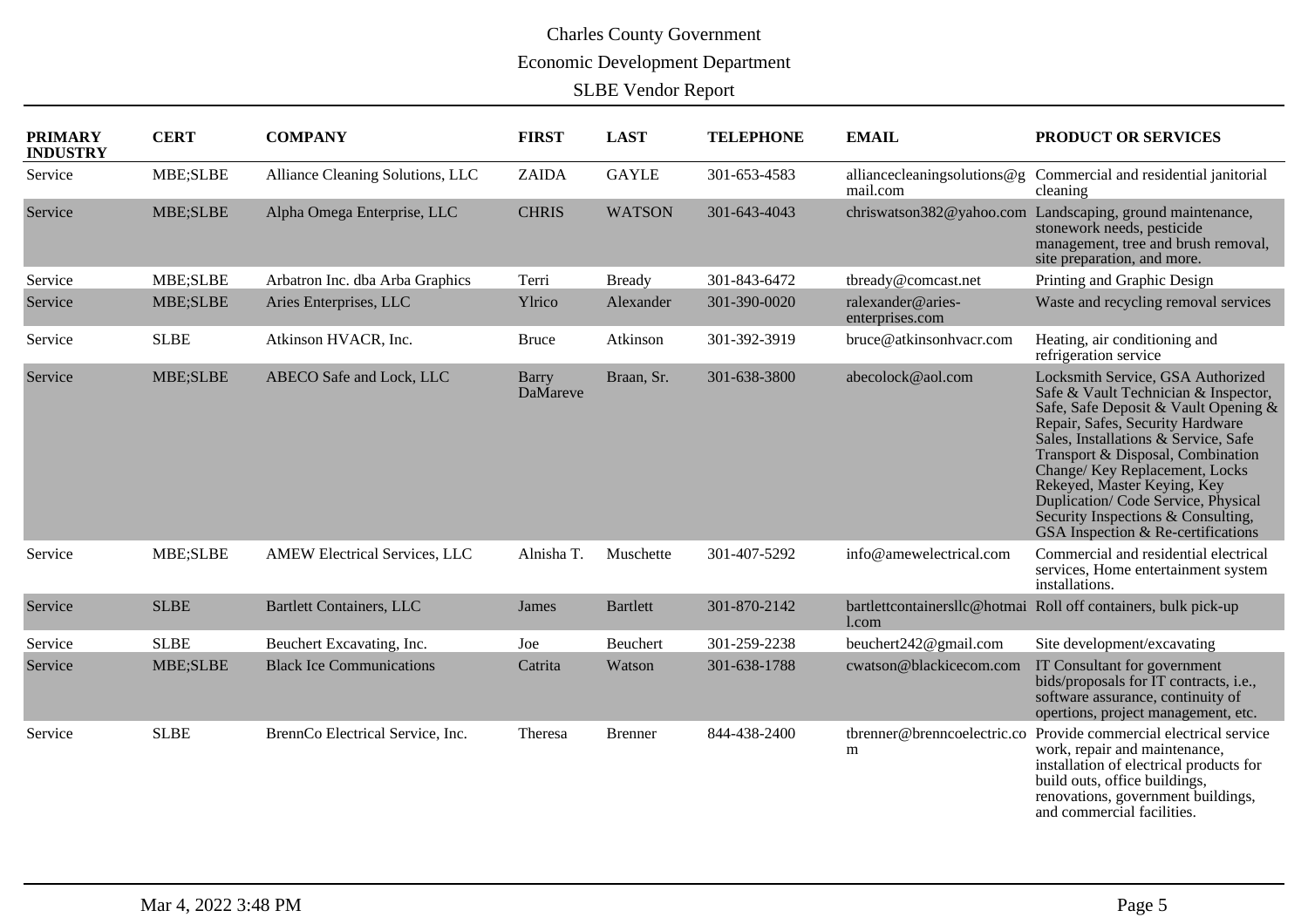# Charles County Government

## Economic Development Department

### SLBE Vendor Report

| PRIMARY INDUSTRY | CERT | COMPANY | FIRST | LAST | TELEPHONE | EMAIL | PRODUCT OR SERVICES |
|---|---|---|---|---|---|---|---|
| Service | MBE;SLBE | Alliance Cleaning Solutions, LLC | ZAIDA | GAYLE | 301-653-4583 | alliancecleaningsolutions@gmail.com | Commercial and residential janitorial cleaning |
| Service | MBE;SLBE | Alpha Omega Enterprise, LLC | CHRIS | WATSON | 301-643-4043 | chriswatson382@yahoo.com | Landscaping, ground maintenance, stonework needs, pesticide management, tree and brush removal, site preparation, and more. |
| Service | MBE;SLBE | Arbatron Inc. dba Arba Graphics | Terri | Bready | 301-843-6472 | tbready@comcast.net | Printing and Graphic Design |
| Service | MBE;SLBE | Aries Enterprises, LLC | Ylrico | Alexander | 301-390-0020 | ralexander@aries-enterprises.com | Waste and recycling removal services |
| Service | SLBE | Atkinson HVACR, Inc. | Bruce | Atkinson | 301-392-3919 | bruce@atkinsonhvacr.com | Heating, air conditioning and refrigeration service |
| Service | MBE;SLBE | ABECO Safe and Lock, LLC | Barry DaMareve | Braan, Sr. | 301-638-3800 | abecolock@aol.com | Locksmith Service, GSA Authorized Safe & Vault Technician & Inspector, Safe, Safe Deposit & Vault Opening & Repair, Safes, Security Hardware Sales, Installations & Service, Safe Transport & Disposal, Combination Change/ Key Replacement, Locks Rekeyed, Master Keying, Key Duplication/ Code Service, Physical Security Inspections & Consulting, GSA Inspection & Re-certifications |
| Service | MBE;SLBE | AMEW Electrical Services, LLC | Alnisha T. | Muschette | 301-407-5292 | info@amewelectrical.com | Commercial and residential electrical services, Home entertainment system installations. |
| Service | SLBE | Bartlett Containers, LLC | James | Bartlett | 301-870-2142 | bartlettcontainersllc@hotmail.com | Roll off containers, bulk pick-up |
| Service | SLBE | Beuchert Excavating, Inc. | Joe | Beuchert | 301-259-2238 | beuchert242@gmail.com | Site development/excavating |
| Service | MBE;SLBE | Black Ice Communications | Catrita | Watson | 301-638-1788 | cwatson@blackicecom.com | IT Consultant for government bids/proposals for IT contracts, i.e., software assurance, continuity of opertions, project management, etc. |
| Service | SLBE | BrennCo Electrical Service, Inc. | Theresa | Brenner | 844-438-2400 | tbrenner@brenncoelectric.com | Provide commercial electrical service work, repair and maintenance, installation of electrical products for build outs, office buildings, renovations, government buildings, and commercial facilities. |

Mar 4, 2022 3:48 PM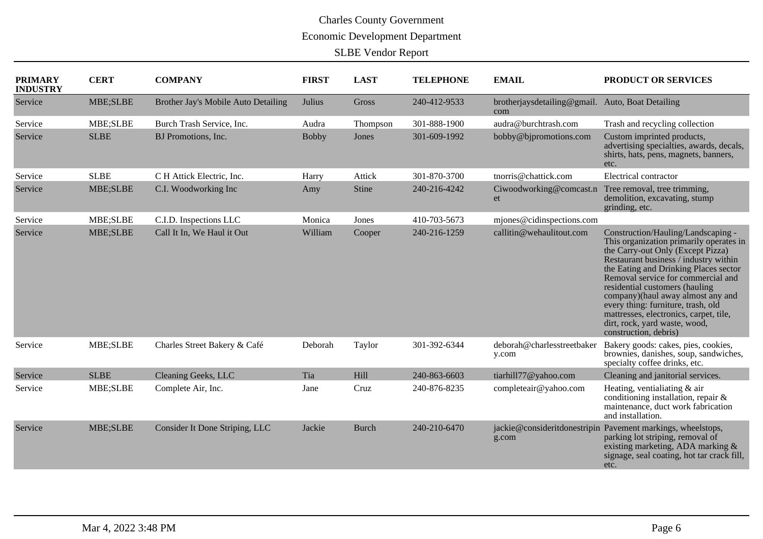Charles County Government

Economic Development Department

SLBE Vendor Report

| PRIMARY INDUSTRY | CERT | COMPANY | FIRST | LAST | TELEPHONE | EMAIL | PRODUCT OR SERVICES |
|---|---|---|---|---|---|---|---|
| Service | MBE;SLBE | Brother Jay's Mobile Auto Detailing | Julius | Gross | 240-412-9533 | brotherjaysdetailing@gmail.com | Auto, Boat Detailing |
| Service | MBE;SLBE | Burch Trash Service, Inc. | Audra | Thompson | 301-888-1900 | audra@burchtrash.com | Trash and recycling collection |
| Service | SLBE | BJ Promotions, Inc. | Bobby | Jones | 301-609-1992 | bobby@bjpromotions.com | Custom imprinted products, advertising specialties, awards, decals, shirts, hats, pens, magnets, banners, etc. |
| Service | SLBE | C H Attick Electric, Inc. | Harry | Attick | 301-870-3700 | tnorris@chattick.com | Electrical contractor |
| Service | MBE;SLBE | C.I. Woodworking Inc | Amy | Stine | 240-216-4242 | Ciwoodworking@comcast.net | Tree removal, tree trimming, demolition, excavating, stump grinding, etc. |
| Service | MBE;SLBE | C.I.D. Inspections LLC | Monica | Jones | 410-703-5673 | mjones@cidinspections.com | |
| Service | MBE;SLBE | Call It In, We Haul it Out | William | Cooper | 240-216-1259 | callitin@wehaulitout.com | Construction/Hauling/Landscaping - This organization primarily operates in the Carry-out Only (Except Pizza) Restaurant business / industry within the Eating and Drinking Places sector Removal service for commercial and residential customers (hauling company)(haul away almost any and every thing: furniture, trash, old mattresses, electronics, carpet, tile, dirt, rock, yard waste, wood, construction, debris) |
| Service | MBE;SLBE | Charles Street Bakery & Café | Deborah | Taylor | 301-392-6344 | deborah@charlesstreetbakery.com | Bakery goods: cakes, pies, cookies, brownies, danishes, soup, sandwiches, specialty coffee drinks, etc. |
| Service | SLBE | Cleaning Geeks, LLC | Tia | Hill | 240-863-6603 | tiarhill77@yahoo.com | Cleaning and janitorial services. |
| Service | MBE;SLBE | Complete Air, Inc. | Jane | Cruz | 240-876-8235 | completeair@yahoo.com | Heating, ventialiating & air conditioning installation, repair & maintenance, duct work fabrication and installation. |
| Service | MBE;SLBE | Consider It Done Striping, LLC | Jackie | Burch | 240-210-6470 | jackie@consideritdonestriping.com | Pavement markings, wheelstops, parking lot striping, removal of existing marketing, ADA marking & signage, seal coating, hot tar crack fill, etc. |

Mar 4, 2022 3:48 PM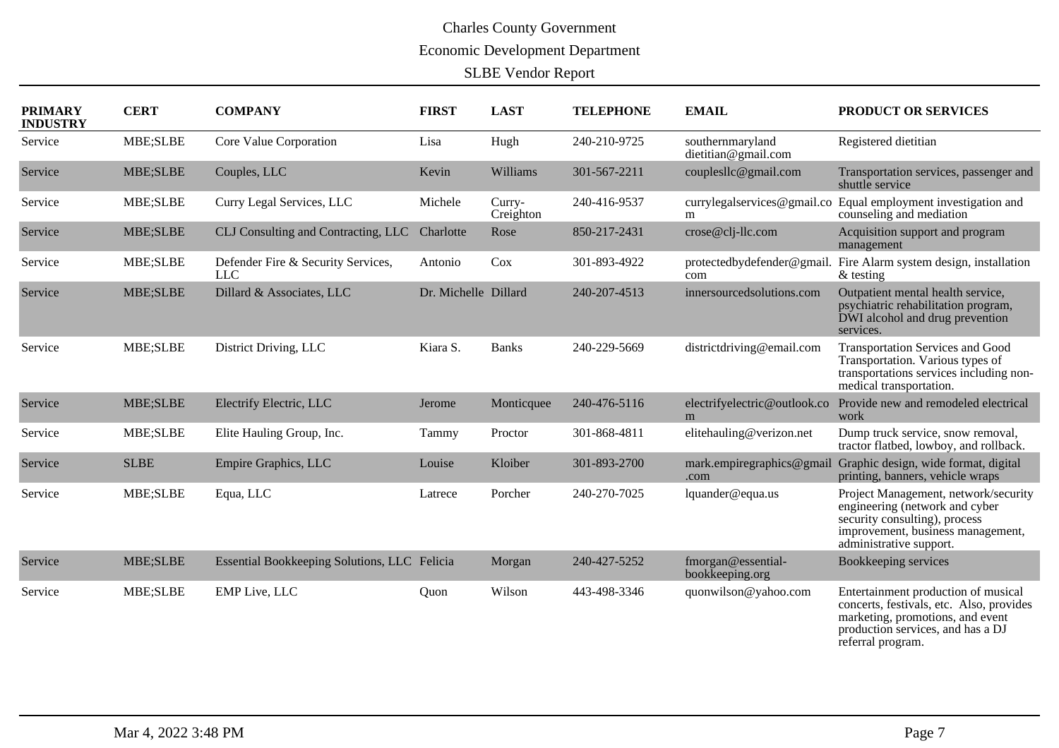Charles County Government

Economic Development Department

SLBE Vendor Report

| PRIMARY INDUSTRY | CERT | COMPANY | FIRST | LAST | TELEPHONE | EMAIL | PRODUCT OR SERVICES |
|---|---|---|---|---|---|---|---|
| Service | MBE;SLBE | Core Value Corporation | Lisa | Hugh | 240-210-9725 | southernmaryland dietitian@gmail.com | Registered dietitian |
| Service | MBE;SLBE | Couples, LLC | Kevin | Williams | 301-567-2211 | coupleslic@gmail.com | Transportation services, passenger and shuttle service |
| Service | MBE;SLBE | Curry Legal Services, LLC | Michele | Curry-Creighton | 240-416-9537 | currylegalservices@gmail.com | Equal employment investigation and counseling and mediation |
| Service | MBE;SLBE | CLJ Consulting and Contracting, LLC | Charlotte | Rose | 850-217-2431 | crose@clj-llc.com | Acquisition support and program management |
| Service | MBE;SLBE | Defender Fire & Security Services, LLC | Antonio | Cox | 301-893-4922 | protectedbydefender@gmail.com | Fire Alarm system design, installation & testing |
| Service | MBE;SLBE | Dillard & Associates, LLC | Dr. Michelle | Dillard | 240-207-4513 | innersourcedsolutions.com | Outpatient mental health service, psychiatric rehabilitation program, DWI alcohol and drug prevention services. |
| Service | MBE;SLBE | District Driving, LLC | Kiara S. | Banks | 240-229-5669 | districtdriving@email.com | Transportation Services and Good Transportation. Various types of transportations services including non-medical transportation. |
| Service | MBE;SLBE | Electrify Electric, LLC | Jerome | Monticquee | 240-476-5116 | electrifyelectric@outlook.com | Provide new and remodeled electrical work |
| Service | MBE;SLBE | Elite Hauling Group, Inc. | Tammy | Proctor | 301-868-4811 | elitehauling@verizon.net | Dump truck service, snow removal, tractor flatbed, lowboy, and rollback. |
| Service | SLBE | Empire Graphics, LLC | Louise | Kloiber | 301-893-2700 | mark.empiregraphics@gmail.com | Graphic design, wide format, digital printing, banners, vehicle wraps |
| Service | MBE;SLBE | Equa, LLC | Latrece | Porcher | 240-270-7025 | lquander@equa.us | Project Management, network/security engineering (network and cyber security consulting), process improvement, business management, administrative support. |
| Service | MBE;SLBE | Essential Bookkeeping Solutions, LLC | Felicia | Morgan | 240-427-5252 | fmorgan@essential-bookkeeping.org | Bookkeeping services |
| Service | MBE;SLBE | EMP Live, LLC | Quon | Wilson | 443-498-3346 | quonwilson@yahoo.com | Entertainment production of musical concerts, festivals, etc. Also, provides marketing, promotions, and event production services, and has a DJ referral program. |

Mar 4, 2022 3:48 PM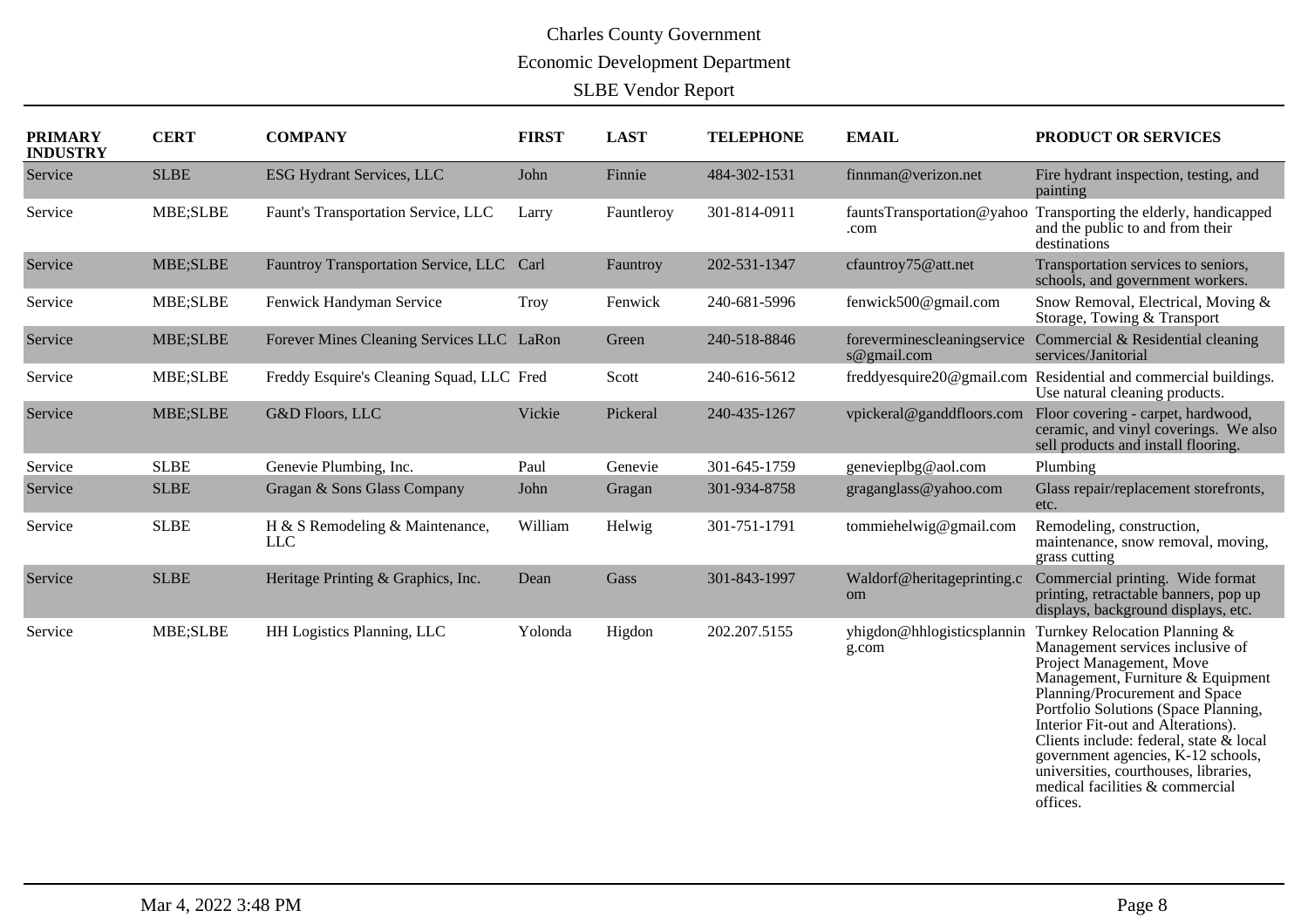Charles County Government

Economic Development Department

SLBE Vendor Report

| PRIMARY INDUSTRY | CERT | COMPANY | FIRST | LAST | TELEPHONE | EMAIL | PRODUCT OR SERVICES |
|---|---|---|---|---|---|---|---|
| Service | SLBE | ESG Hydrant Services, LLC | John | Finnie | 484-302-1531 | finnman@verizon.net | Fire hydrant inspection, testing, and painting |
| Service | MBE;SLBE | Faunt's Transportation Service, LLC | Larry | Fauntleroy | 301-814-0911 | fauntsTransportation@yahoo.com | Transporting the elderly, handicapped and the public to and from their destinations |
| Service | MBE;SLBE | Fauntroy Transportation Service, LLC | Carl | Fauntroy | 202-531-1347 | cfauntroy75@att.net | Transportation services to seniors, schools, and government workers. |
| Service | MBE;SLBE | Fenwick Handyman Service | Troy | Fenwick | 240-681-5996 | fenwick500@gmail.com | Snow Removal, Electrical, Moving & Storage, Towing & Transport |
| Service | MBE;SLBE | Forever Mines Cleaning Services LLC | LaRon | Green | 240-518-8846 | foreverminescleaningservices@gmail.com | Commercial & Residential cleaning services/Janitorial |
| Service | MBE;SLBE | Freddy Esquire's Cleaning Squad, LLC | Fred | Scott | 240-616-5612 | freddyesquire20@gmail.com | Residential and commercial buildings. Use natural cleaning products. |
| Service | MBE;SLBE | G&D Floors, LLC | Vickie | Pickeral | 240-435-1267 | vpickeral@ganddfloors.com | Floor covering - carpet, hardwood, ceramic, and vinyl coverings. We also sell products and install flooring. |
| Service | SLBE | Genevie Plumbing, Inc. | Paul | Genevie | 301-645-1759 | genevieplbg@aol.com | Plumbing |
| Service | SLBE | Gragan & Sons Glass Company | John | Gragan | 301-934-8758 | graganglass@yahoo.com | Glass repair/replacement storefronts, etc. |
| Service | SLBE | H & S Remodeling & Maintenance, LLC | William | Helwig | 301-751-1791 | tommiehelwig@gmail.com | Remodeling, construction, maintenance, snow removal, moving, grass cutting |
| Service | SLBE | Heritage Printing & Graphics, Inc. | Dean | Gass | 301-843-1997 | Waldorf@heritageprinting.com | Commercial printing. Wide format printing, retractable banners, pop up displays, background displays, etc. |
| Service | MBE;SLBE | HH Logistics Planning, LLC | Yolonda | Higdon | 202.207.5155 | yhigdon@hhlogisticsplanning.com | Turnkey Relocation Planning & Management services inclusive of Project Management, Move Management, Furniture & Equipment Planning/Procurement and Space Portfolio Solutions (Space Planning, Interior Fit-out and Alterations). Clients include: federal, state & local government agencies, K-12 schools, universities, courthouses, libraries, medical facilities & commercial offices. |

Mar 4, 2022 3:48 PM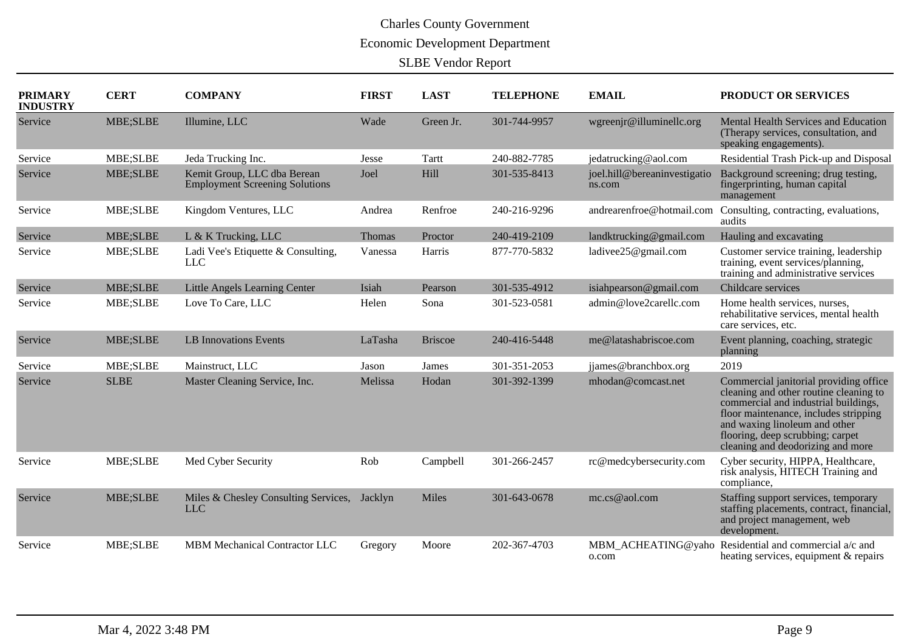Charles County Government

Economic Development Department

SLBE Vendor Report

| PRIMARY INDUSTRY | CERT | COMPANY | FIRST | LAST | TELEPHONE | EMAIL | PRODUCT OR SERVICES |
|---|---|---|---|---|---|---|---|
| Service | MBE;SLBE | Illumine, LLC | Wade | Green Jr. | 301-744-9957 | wgreenjr@illuminellc.org | Mental Health Services and Education (Therapy services, consultation, and speaking engagements). |
| Service | MBE;SLBE | Jeda Trucking Inc. | Jesse | Tartt | 240-882-7785 | jedatrucking@aol.com | Residential Trash Pick-up and Disposal |
| Service | MBE;SLBE | Kemit Group, LLC dba Berean Employment Screening Solutions | Joel | Hill | 301-535-8413 | joel.hill@bereaninvestigations.com | Background screening; drug testing, fingerprinting, human capital management |
| Service | MBE;SLBE | Kingdom Ventures, LLC | Andrea | Renfroe | 240-216-9296 | andrearenfroe@hotmail.com | Consulting, contracting, evaluations, audits |
| Service | MBE;SLBE | L & K Trucking, LLC | Thomas | Proctor | 240-419-2109 | landktrucking@gmail.com | Hauling and excavating |
| Service | MBE;SLBE | Ladi Vee's Etiquette & Consulting, LLC | Vanessa | Harris | 877-770-5832 | ladivee25@gmail.com | Customer service training, leadership training, event services/planning, training and administrative services |
| Service | MBE;SLBE | Little Angels Learning Center | Isiah | Pearson | 301-535-4912 | isiahpearson@gmail.com | Childcare services |
| Service | MBE;SLBE | Love To Care, LLC | Helen | Sona | 301-523-0581 | admin@love2carellc.com | Home health services, nurses, rehabilitative services, mental health care services, etc. |
| Service | MBE;SLBE | LB Innovations Events | LaTasha | Briscoe | 240-416-5448 | me@latashabriscoe.com | Event planning, coaching, strategic planning |
| Service | MBE;SLBE | Mainstruct, LLC | Jason | James | 301-351-2053 | jjames@branchbox.org | 2019 |
| Service | SLBE | Master Cleaning Service, Inc. | Melissa | Hodan | 301-392-1399 | mhodan@comcast.net | Commercial janitorial providing office cleaning and other routine cleaning to commercial and industrial buildings, floor maintenance, includes stripping and waxing linoleum and other flooring, deep scrubbing; carpet cleaning and deodorizing and more |
| Service | MBE;SLBE | Med Cyber Security | Rob | Campbell | 301-266-2457 | rc@medcybersecurity.com | Cyber security, HIPPA, Healthcare, risk analysis, HITECH Training and compliance, |
| Service | MBE;SLBE | Miles & Chesley Consulting Services, LLC | Jacklyn | Miles | 301-643-0678 | mc.cs@aol.com | Staffing support services, temporary staffing placements, contract, financial, and project management, web development. |
| Service | MBE;SLBE | MBM Mechanical Contractor LLC | Gregory | Moore | 202-367-4703 | MBM_ACHEATING@yahoo.com | Residential and commercial a/c and heating services, equipment & repairs |

Mar 4, 2022 3:48 PM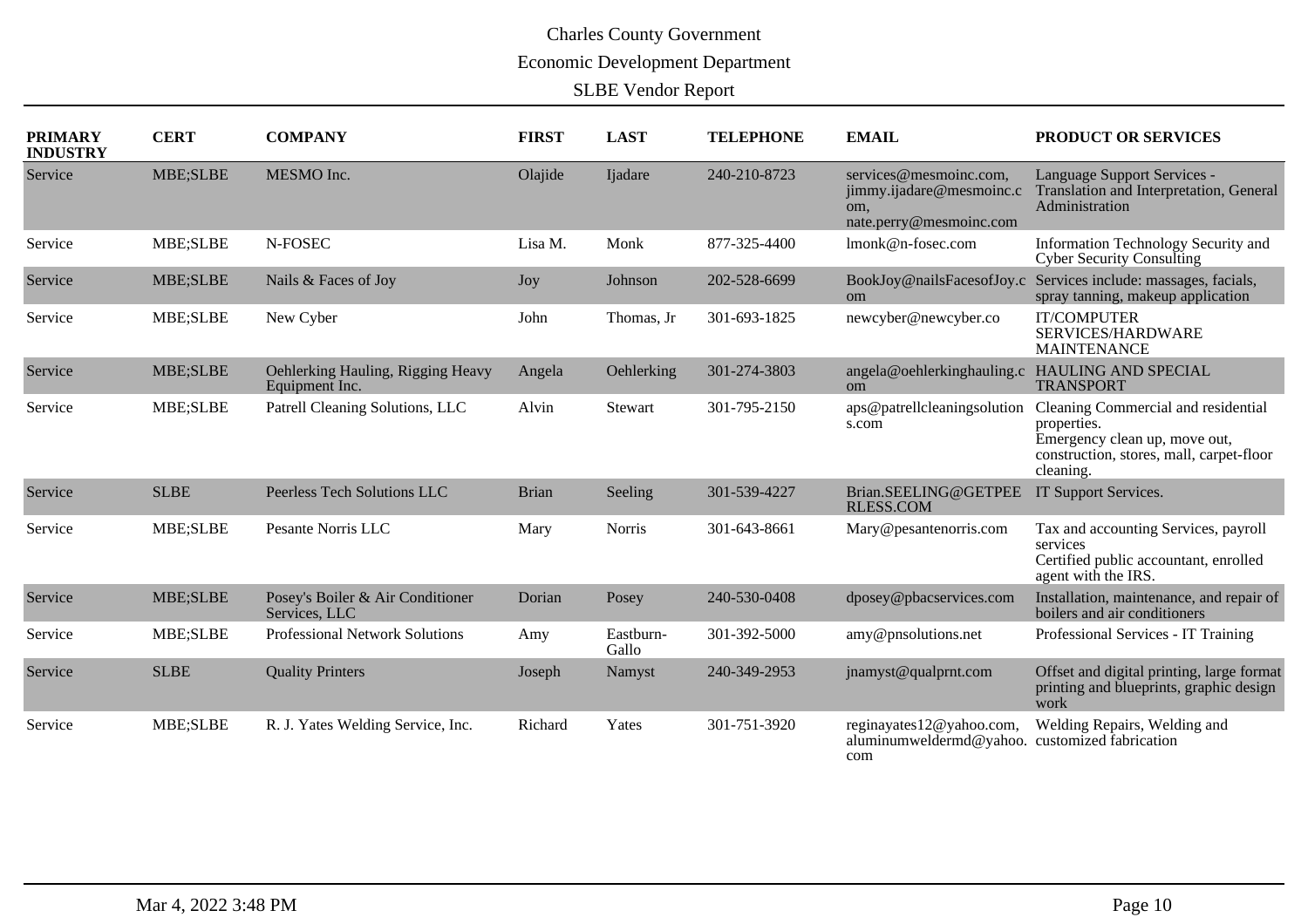Charles County Government

Economic Development Department

SLBE Vendor Report

| PRIMARY INDUSTRY | CERT | COMPANY | FIRST | LAST | TELEPHONE | EMAIL | PRODUCT OR SERVICES |
|---|---|---|---|---|---|---|---|
| Service | MBE;SLBE | MESMO Inc. | Olajide | Ijadare | 240-210-8723 | services@mesmoinc.com, jimmy.ijadare@mesmoinc.com, nate.perry@mesmoinc.com | Language Support Services - Translation and Interpretation, General Administration |
| Service | MBE;SLBE | N-FOSEC | Lisa M. | Monk | 877-325-4400 | lmonk@n-fosec.com | Information Technology Security and Cyber Security Consulting |
| Service | MBE;SLBE | Nails & Faces of Joy | Joy | Johnson | 202-528-6699 | BookJoy@nailsFacesofJoy.com | Services include: massages, facials, spray tanning, makeup application |
| Service | MBE;SLBE | New Cyber | John | Thomas, Jr | 301-693-1825 | newcyber@newcyber.co | IT/COMPUTER SERVICES/HARDWARE MAINTENANCE |
| Service | MBE;SLBE | Oehlerking Hauling, Rigging Heavy Equipment Inc. | Angela | Oehlerking | 301-274-3803 | angela@oehlerkinghauling.com | HAULING AND SPECIAL TRANSPORT |
| Service | MBE;SLBE | Patrell Cleaning Solutions, LLC | Alvin | Stewart | 301-795-2150 | aps@patrellcleaningsolutions.com | Cleaning Commercial and residential properties. Emergency clean up, move out, construction, stores, mall, carpet-floor cleaning. |
| Service | SLBE | Peerless Tech Solutions LLC | Brian | Seeling | 301-539-4227 | Brian.SEELING@GETPEERLESS.COM | IT Support Services. |
| Service | MBE;SLBE | Pesante Norris LLC | Mary | Norris | 301-643-8661 | Mary@pesantenorris.com | Tax and accounting Services, payroll services Certified public accountant, enrolled agent with the IRS. |
| Service | MBE;SLBE | Posey's Boiler & Air Conditioner Services, LLC | Dorian | Posey | 240-530-0408 | dposey@pbacservices.com | Installation, maintenance, and repair of boilers and air conditioners |
| Service | MBE;SLBE | Professional Network Solutions | Amy | Eastburn-Gallo | 301-392-5000 | amy@pnsolutions.net | Professional Services - IT Training |
| Service | SLBE | Quality Printers | Joseph | Namyst | 240-349-2953 | jnamyst@qualprnt.com | Offset and digital printing, large format printing and blueprints, graphic design work |
| Service | MBE;SLBE | R. J. Yates Welding Service, Inc. | Richard | Yates | 301-751-3920 | reginayates12@yahoo.com, aluminumweldermd@yahoo.com | Welding Repairs, Welding and customized fabrication |

Mar 4, 2022 3:48 PM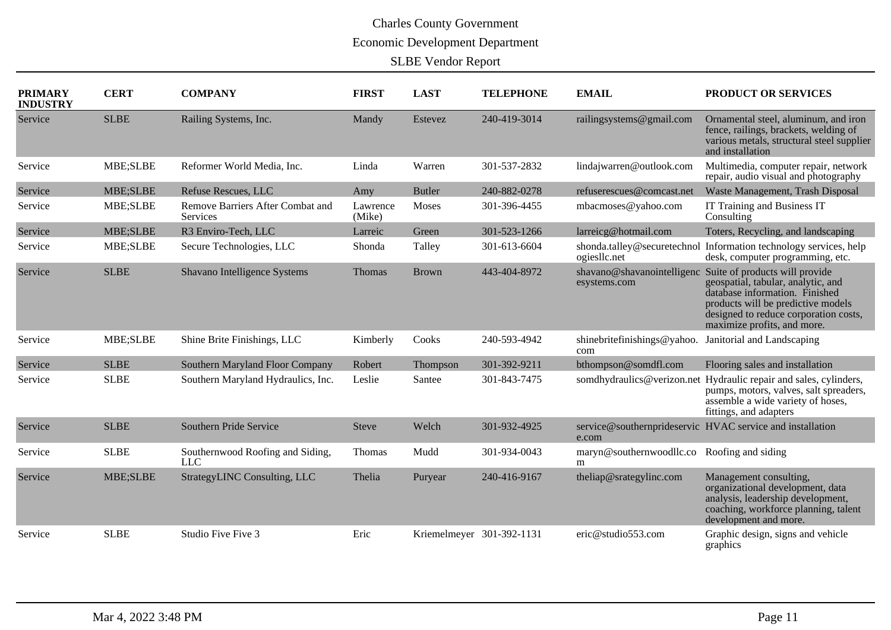Charles County Government

Economic Development Department

SLBE Vendor Report

| PRIMARY INDUSTRY | CERT | COMPANY | FIRST | LAST | TELEPHONE | EMAIL | PRODUCT OR SERVICES |
|---|---|---|---|---|---|---|---|
| Service | SLBE | Railing Systems, Inc. | Mandy | Estevez | 240-419-3014 | railingsystems@gmail.com | Ornamental steel, aluminum, and iron fence, railings, brackets, welding of various metals, structural steel supplier and installation |
| Service | MBE;SLBE | Reformer World Media, Inc. | Linda | Warren | 301-537-2832 | lindajwarren@outlook.com | Multimedia, computer repair, network repair, audio visual and photography |
| Service | MBE;SLBE | Refuse Rescues, LLC | Amy | Butler | 240-882-0278 | refuserescues@comcast.net | Waste Management, Trash Disposal |
| Service | MBE;SLBE | Remove Barriers After Combat and Services | Lawrence (Mike) | Moses | 301-396-4455 | mbacmoses@yahoo.com | IT Training and Business IT Consulting |
| Service | MBE;SLBE | R3 Enviro-Tech, LLC | Larreic | Green | 301-523-1266 | larreicg@hotmail.com | Toters, Recycling, and landscaping |
| Service | MBE;SLBE | Secure Technologies, LLC | Shonda | Talley | 301-613-6604 | shonda.talley@securetechnologiesllc.net | Information technology services, help desk, computer programming, etc. |
| Service | SLBE | Shavano Intelligence Systems | Thomas | Brown | 443-404-8972 | shavano@shavanointelligencesystems.com | Suite of products will provide geospatial, tabular, analytic, and database information. Finished products will be predictive models designed to reduce corporation costs, maximize profits, and more. |
| Service | MBE;SLBE | Shine Brite Finishings, LLC | Kimberly | Cooks | 240-593-4942 | shinebritefinishings@yahoo.com | Janitorial and Landscaping |
| Service | SLBE | Southern Maryland Floor Company | Robert | Thompson | 301-392-9211 | bthompson@somdfl.com | Flooring sales and installation |
| Service | SLBE | Southern Maryland Hydraulics, Inc. | Leslie | Santee | 301-843-7475 | somdhydraulics@verizon.net | Hydraulic repair and sales, cylinders, pumps, motors, valves, salt spreaders, assemble a wide variety of hoses, fittings, and adapters |
| Service | SLBE | Southern Pride Service | Steve | Welch | 301-932-4925 | service@southernprideservice.com | HVAC service and installation |
| Service | SLBE | Southernwood Roofing and Siding, LLC | Thomas | Mudd | 301-934-0043 | maryn@southernwoodllc.com | Roofing and siding |
| Service | MBE;SLBE | StrategyLINC Consulting, LLC | Thelia | Puryear | 240-416-9167 | theliap@srategylinc.com | Management consulting, organizational development, data analysis, leadership development, coaching, workforce planning, talent development and more. |
| Service | SLBE | Studio Five Five 3 | Eric | Kriemelmeyer | 301-392-1131 | eric@studio553.com | Graphic design, signs and vehicle graphics |

Mar 4, 2022 3:48 PM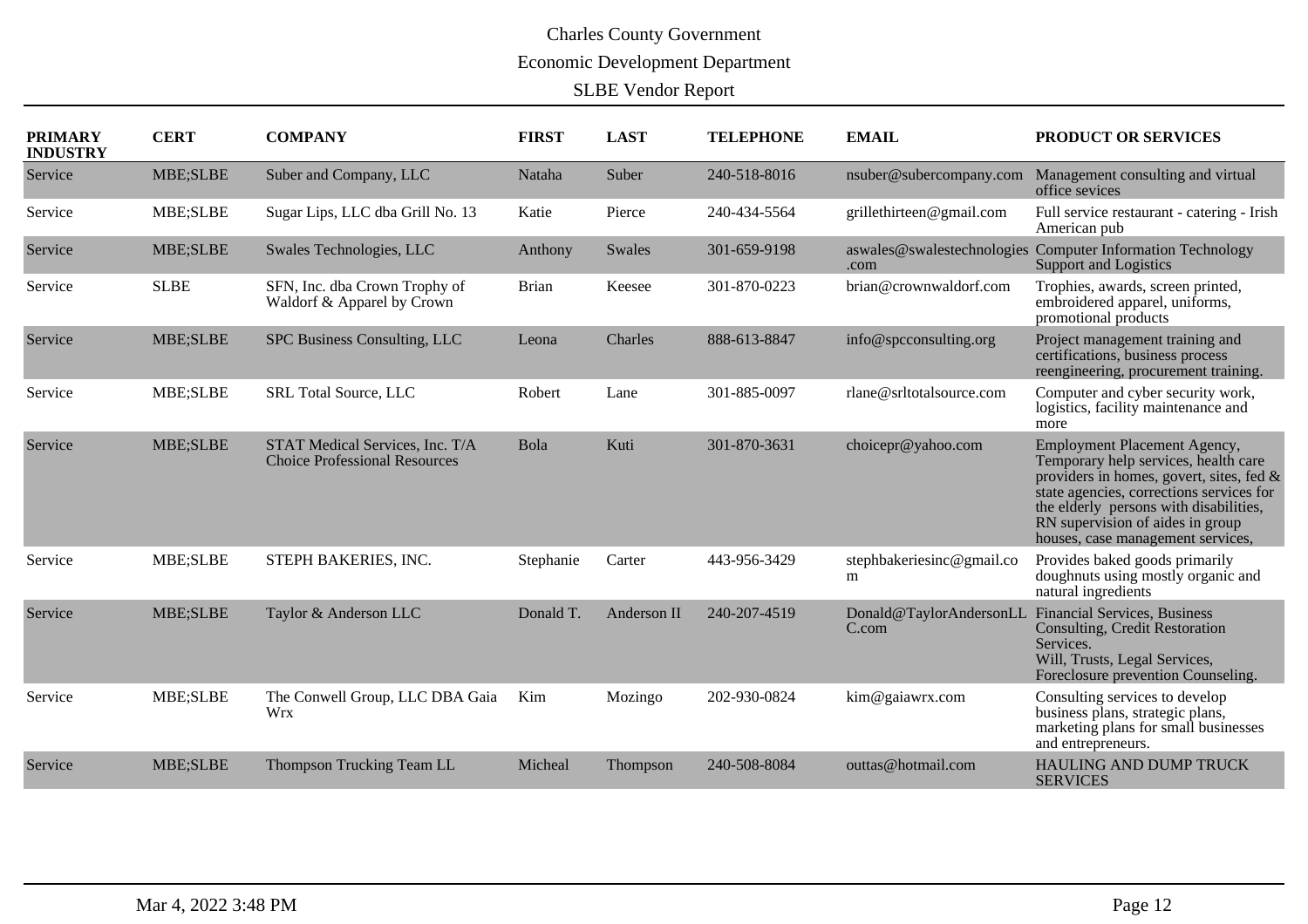Charles County Government

Economic Development Department

SLBE Vendor Report

| PRIMARY INDUSTRY | CERT | COMPANY | FIRST | LAST | TELEPHONE | EMAIL | PRODUCT OR SERVICES |
|---|---|---|---|---|---|---|---|
| Service | MBE;SLBE | Suber and Company, LLC | Nataha | Suber | 240-518-8016 | nsuber@subercompany.com | Management consulting and virtual office sevices |
| Service | MBE;SLBE | Sugar Lips, LLC dba Grill No. 13 | Katie | Pierce | 240-434-5564 | grillethirteen@gmail.com | Full service restaurant - catering - Irish American pub |
| Service | MBE;SLBE | Swales Technologies, LLC | Anthony | Swales | 301-659-9198 | aswales@swalestechnologies.com | Computer Information Technology Support and Logistics |
| Service | SLBE | SFN, Inc. dba Crown Trophy of Waldorf & Apparel by Crown | Brian | Keesee | 301-870-0223 | brian@crownwaldorf.com | Trophies, awards, screen printed, embroidered apparel, uniforms, promotional products |
| Service | MBE;SLBE | SPC Business Consulting, LLC | Leona | Charles | 888-613-8847 | info@spcconsulting.org | Project management training and certifications, business process reengineering, procurement training. |
| Service | MBE;SLBE | SRL Total Source, LLC | Robert | Lane | 301-885-0097 | rlane@srltotalsource.com | Computer and cyber security work, logistics, facility maintenance and more |
| Service | MBE;SLBE | STAT Medical Services, Inc. T/A Choice Professional Resources | Bola | Kuti | 301-870-3631 | choicepr@yahoo.com | Employment Placement Agency, Temporary help services, health care providers in homes, govert, sites, fed & state agencies, corrections services for the elderly persons with disabilities, RN supervision of aides in group houses, case management services, |
| Service | MBE;SLBE | STEPH BAKERIES, INC. | Stephanie | Carter | 443-956-3429 | stephbakeriesinc@gmail.com | Provides baked goods primarily doughnuts using mostly organic and natural ingredients |
| Service | MBE;SLBE | Taylor & Anderson LLC | Donald T. | Anderson II | 240-207-4519 | Donald@TaylorAndersonLLC.com | Financial Services, Business Consulting, Credit Restoration Services. Will, Trusts, Legal Services, Foreclosure prevention Counseling. |
| Service | MBE;SLBE | The Conwell Group, LLC DBA Gaia Wrx | Kim | Mozingo | 202-930-0824 | kim@gaiawrx.com | Consulting services to develop business plans, strategic plans, marketing plans for small businesses and entrepreneurs. |
| Service | MBE;SLBE | Thompson Trucking Team LL | Micheal | Thompson | 240-508-8084 | outtas@hotmail.com | HAULING AND DUMP TRUCK SERVICES |

Mar 4, 2022 3:48 PM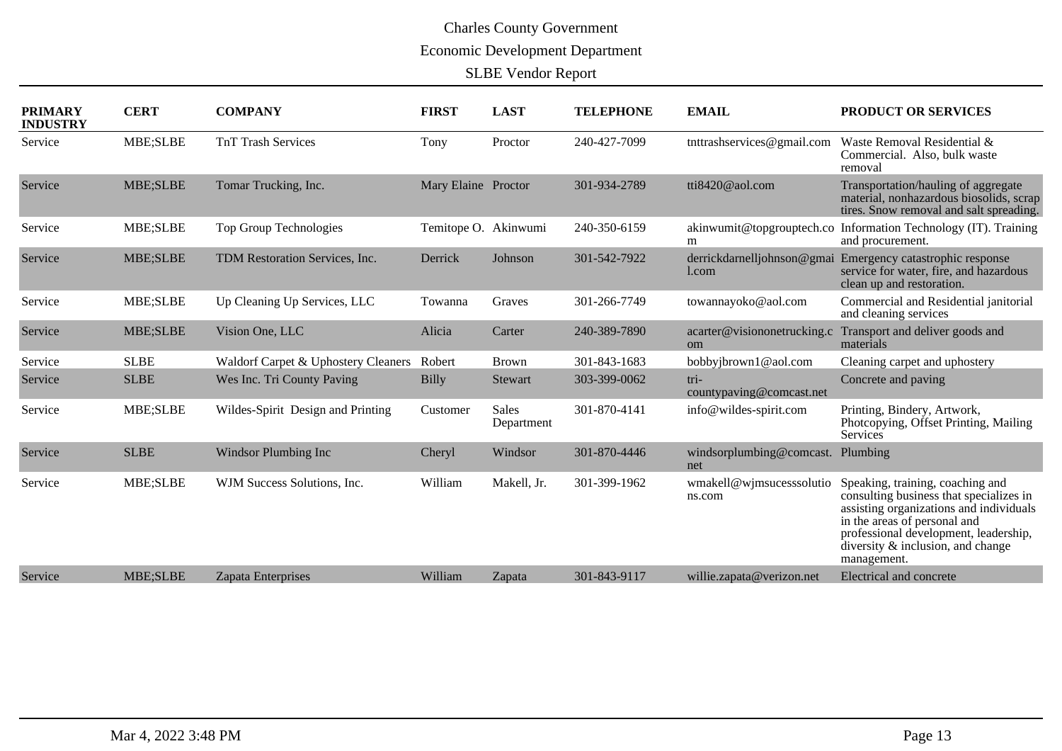Charles County Government

Economic Development Department

SLBE Vendor Report

| PRIMARY INDUSTRY | CERT | COMPANY | FIRST | LAST | TELEPHONE | EMAIL | PRODUCT OR SERVICES |
|---|---|---|---|---|---|---|---|
| Service | MBE;SLBE | TnT Trash Services | Tony | Proctor | 240-427-7099 | tnttrashservices@gmail.com | Waste Removal Residential & Commercial. Also, bulk waste removal |
| Service | MBE;SLBE | Tomar Trucking, Inc. | Mary Elaine | Proctor | 301-934-2789 | tti8420@aol.com | Transportation/hauling of aggregate material, nonhazardous biosolids, scrap tires. Snow removal and salt spreading. |
| Service | MBE;SLBE | Top Group Technologies | Temitope O. | Akinwumi | 240-350-6159 | akinwumit@topgrouptech.com | Information Technology (IT). Training and procurement. |
| Service | MBE;SLBE | TDM Restoration Services, Inc. | Derrick | Johnson | 301-542-7922 | derrickdarnelljohnson@gmail.com | Emergency catastrophic response service for water, fire, and hazardous clean up and restoration. |
| Service | MBE;SLBE | Up Cleaning Up Services, LLC | Towanna | Graves | 301-266-7749 | towannayoko@aol.com | Commercial and Residential janitorial and cleaning services |
| Service | MBE;SLBE | Vision One, LLC | Alicia | Carter | 240-389-7890 | acarter@visiononetrucking.com | Transport and deliver goods and materials |
| Service | SLBE | Waldorf Carpet & Uphostery Cleaners | Robert | Brown | 301-843-1683 | bobbyjbrown1@aol.com | Cleaning carpet and uphostery |
| Service | SLBE | Wes Inc. Tri County Paving | Billy | Stewart | 303-399-0062 | tri-countypaving@comcast.net | Concrete and paving |
| Service | MBE;SLBE | Wildes-Spirit Design and Printing | Customer | Sales Department | 301-870-4141 | info@wildes-spirit.com | Printing, Bindery, Artwork, Photcopying, Offset Printing, Mailing Services |
| Service | SLBE | Windsor Plumbing Inc | Cheryl | Windsor | 301-870-4446 | windsorplumbing@comcast.net | Plumbing |
| Service | MBE;SLBE | WJM Success Solutions, Inc. | William | Makell, Jr. | 301-399-1962 | wmakell@wjmsucesssolutions.com | Speaking, training, coaching and consulting business that specializes in assisting organizations and individuals in the areas of personal and professional development, leadership, diversity & inclusion, and change management. |
| Service | MBE;SLBE | Zapata Enterprises | William | Zapata | 301-843-9117 | willie.zapata@verizon.net | Electrical and concrete |

Mar 4, 2022 3:48 PM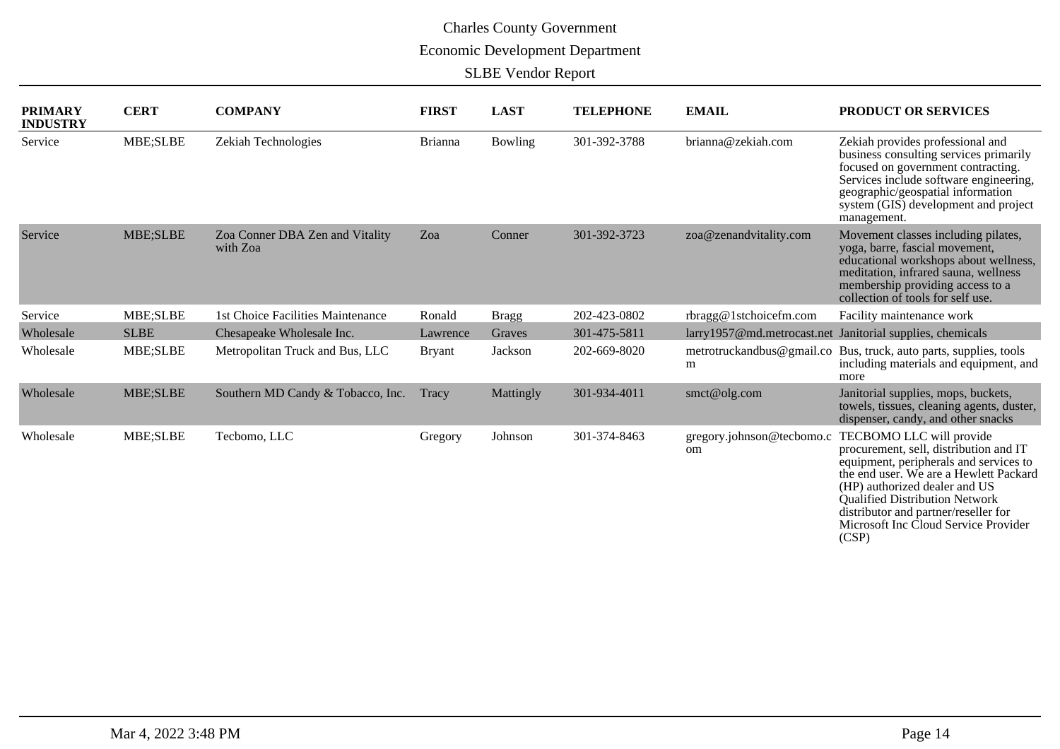Charles County Government

Economic Development Department

SLBE Vendor Report

| PRIMARY INDUSTRY | CERT | COMPANY | FIRST | LAST | TELEPHONE | EMAIL | PRODUCT OR SERVICES |
|---|---|---|---|---|---|---|---|
| Service | MBE;SLBE | Zekiah Technologies | Brianna | Bowling | 301-392-3788 | brianna@zekiah.com | Zekiah provides professional and business consulting services primarily focused on government contracting. Services include software engineering, geographic/geospatial information system (GIS) development and project management. |
| Service | MBE;SLBE | Zoa Conner DBA Zen and Vitality with Zoa | Zoa | Conner | 301-392-3723 | zoa@zenandvitality.com | Movement classes including pilates, yoga, barre, fascial movement, educational workshops about wellness, meditation, infrared sauna, wellness membership providing access to a collection of tools for self use. |
| Service | MBE;SLBE | 1st Choice Facilities Maintenance | Ronald | Bragg | 202-423-0802 | rbragg@1stchoicefm.com | Facility maintenance work |
| Wholesale | SLBE | Chesapeake Wholesale Inc. | Lawrence | Graves | 301-475-5811 | larry1957@md.metrocast.net | Janitorial supplies, chemicals |
| Wholesale | MBE;SLBE | Metropolitan Truck and Bus, LLC | Bryant | Jackson | 202-669-8020 | metrotruckandbus@gmail.com | Bus, truck, auto parts, supplies, tools including materials and equipment, and more |
| Wholesale | MBE;SLBE | Southern MD Candy & Tobacco, Inc. | Tracy | Mattingly | 301-934-4011 | smct@olg.com | Janitorial supplies, mops, buckets, towels, tissues, cleaning agents, duster, dispenser, candy, and other snacks |
| Wholesale | MBE;SLBE | Tecbomo, LLC | Gregory | Johnson | 301-374-8463 | gregory.johnson@tecbomo.com | TECBOMO LLC will provide procurement, sell, distribution and IT equipment, peripherals and services to the end user. We are a Hewlett Packard (HP) authorized dealer and US Qualified Distribution Network distributor and partner/reseller for Microsoft Inc Cloud Service Provider (CSP) |

Mar 4, 2022 3:48 PM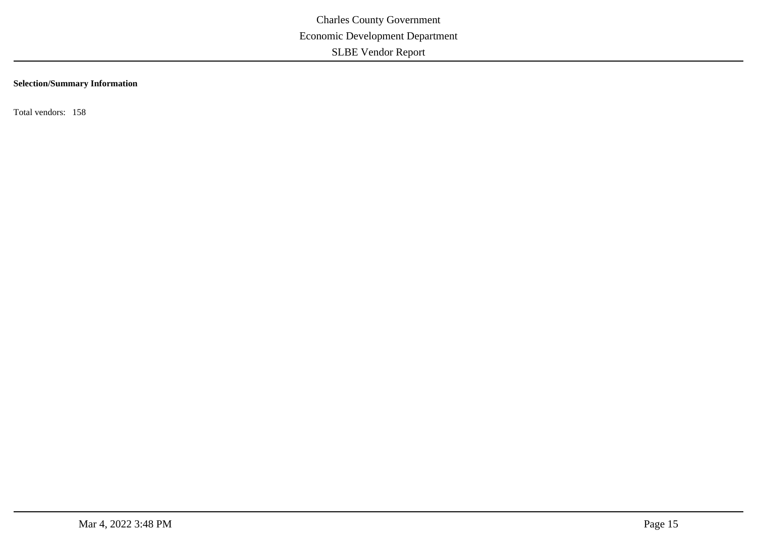**Selection/Summary Information**

Total vendors: 158